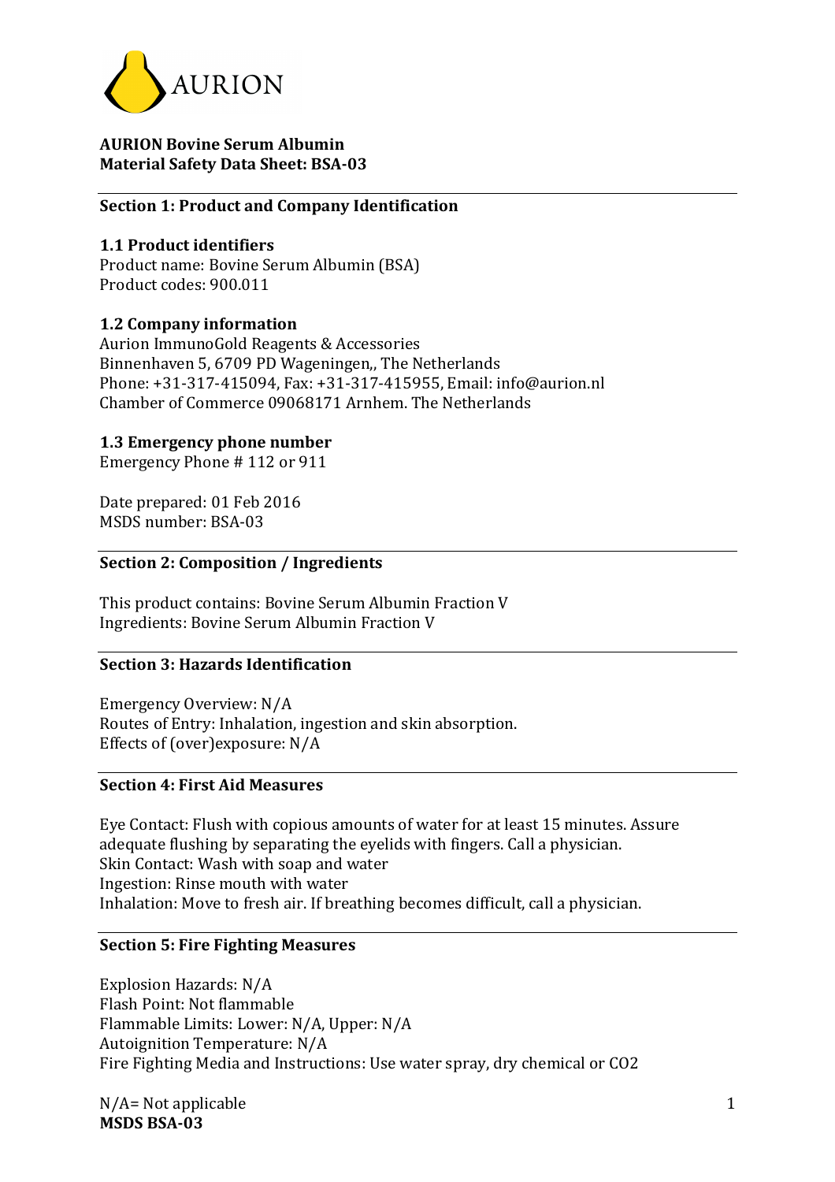AURION

**AURION Bovine Serum Albumin**
**Material Safety Data Sheet: BSA-03**

## Section 1: Product and Company Identification

### 1.1 Product identifiers

Product name: Bovine Serum Albumin (BSA)
Product codes: 900.011

### 1.2 Company information

Aurion ImmunoGold Reagents & Accessories
Binnenhaven 5, 6709 PD Wageningen,, The Netherlands
Phone: +31-317-415094, Fax: +31-317-415955, Email: info@aurion.nl
Chamber of Commerce 09068171 Arnhem. The Netherlands

### 1.3 Emergency phone number

Emergency Phone # 112 or 911

Date prepared: 01 Feb 2016
MSDS number: BSA-03

## Section 2: Composition / Ingredients

This product contains: Bovine Serum Albumin Fraction V
Ingredients: Bovine Serum Albumin Fraction V

## Section 3: Hazards Identification

Emergency Overview: N/A
Routes of Entry: Inhalation, ingestion and skin absorption.
Effects of (over)exposure: N/A

## Section 4: First Aid Measures

Eye Contact: Flush with copious amounts of water for at least 15 minutes. Assure adequate flushing by separating the eyelids with fingers. Call a physician.
Skin Contact: Wash with soap and water
Ingestion: Rinse mouth with water
Inhalation: Move to fresh air. If breathing becomes difficult, call a physician.

## Section 5: Fire Fighting Measures

Explosion Hazards: N/A
Flash Point: Not flammable
Flammable Limits: Lower: N/A, Upper: N/A
Autoignition Temperature: N/A
Fire Fighting Media and Instructions: Use water spray, dry chemical or $CO_2$

N/A= Not applicable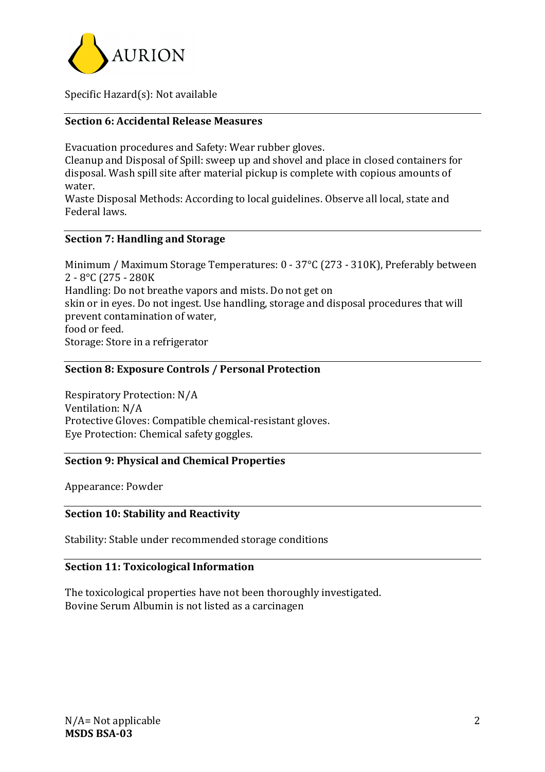Specific Hazard(s): Not available

### Section 6: Accidental Release Measures

Evacuation procedures and Safety: Wear rubber gloves.
Cleanup and Disposal of Spill: sweep up and shovel and place in closed containers for disposal. Wash spill site after material pickup is complete with copious amounts of water.
Waste Disposal Methods: According to local guidelines. Observe all local, state and Federal laws.

### Section 7: Handling and Storage

Minimum / Maximum Storage Temperatures: 0 - 37°C (273 - 310K), Preferably between 2 - 8°C (275 - 280K
Handling: Do not breathe vapors and mists. Do not get on skin or in eyes. Do not ingest. Use handling, storage and disposal procedures that will prevent contamination of water, food or feed.
Storage: Store in a refrigerator

### Section 8: Exposure Controls / Personal Protection

Respiratory Protection: N/A
Ventilation: N/A
Protective Gloves: Compatible chemical-resistant gloves.
Eye Protection: Chemical safety goggles.

### Section 9: Physical and Chemical Properties

Appearance: Powder

### Section 10: Stability and Reactivity

Stability: Stable under recommended storage conditions

### Section 11: Toxicological Information

The toxicological properties have not been thoroughly investigated.
Bovine Serum Albumin is not listed as a carcinagen

N/A= Not applicable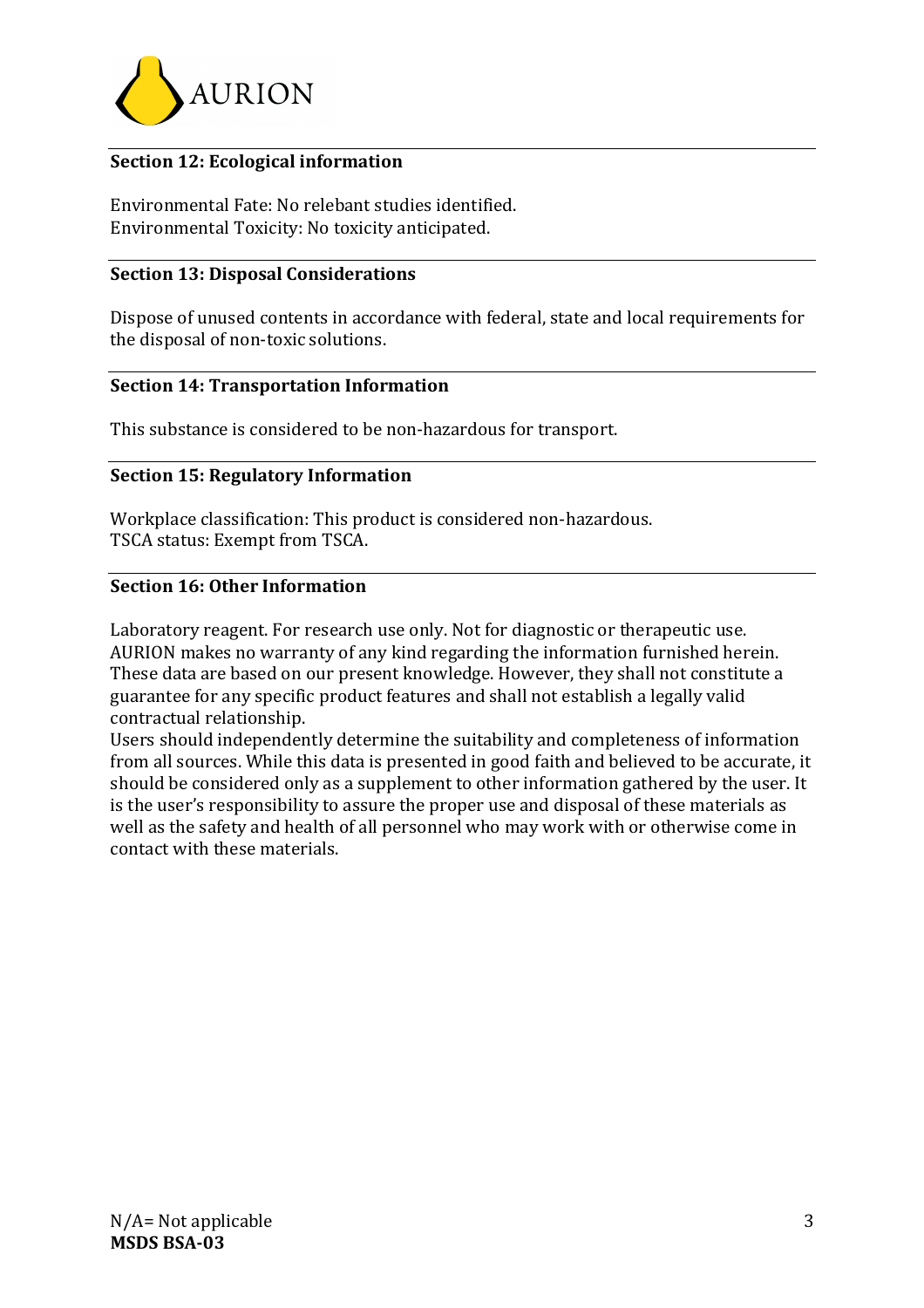## Section 12: Ecological information

Environmental Fate: No relebant studies identified.
Environmental Toxicity: No toxicity anticipated.

## Section 13: Disposal Considerations

Dispose of unused contents in accordance with federal, state and local requirements for the disposal of non-toxic solutions.

## Section 14: Transportation Information

This substance is considered to be non-hazardous for transport.

## Section 15: Regulatory Information

Workplace classification: This product is considered non-hazardous.
TSCA status: Exempt from TSCA.

## Section 16: Other Information

Laboratory reagent. For research use only. Not for diagnostic or therapeutic use.
AURION makes no warranty of any kind regarding the information furnished herein. These data are based on our present knowledge. However, they shall not constitute a guarantee for any specific product features and shall not establish a legally valid contractual relationship.
Users should independently determine the suitability and completeness of information from all sources. While this data is presented in good faith and believed to be accurate, it should be considered only as a supplement to other information gathered by the user. It is the user's responsibility to assure the proper use and disposal of these materials as well as the safety and health of all personnel who may work with or otherwise come in contact with these materials.

N/A= Not applicable
**MSDS BSA-03**